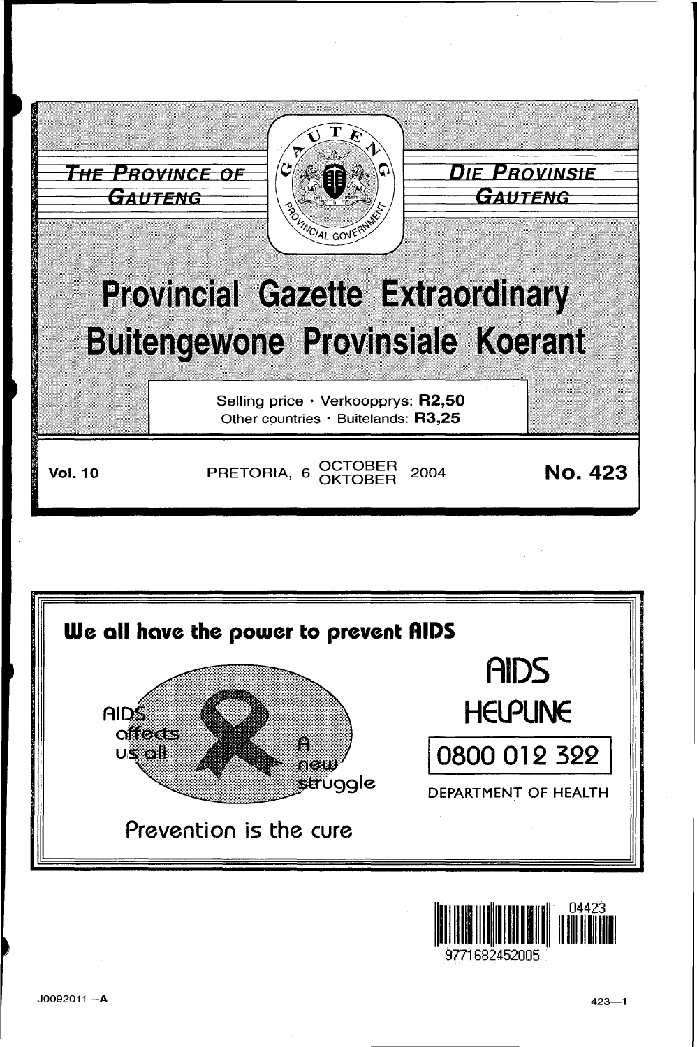**THE PROVINCE OF GAUTENG** | **DIE PROVINSIE GAUTENG**

# Provincial Gazette Extraordinary
# Buitengewone Provinsiale Koerant

Selling price · Verkoopprys: **R2,50**
Other countries · Buitelands: **R3,25**

**Vol. 10** PRETORIA, 6 OCTOBER / OKTOBER 2004 **No. 423**

**We all have the power to prevent AIDS**

AIDS affects us all

A new struggle

Prevention is the cure

AIDS HELPLINE

0800 012 322

DEPARTMENT OF HEALTH

04423

9771682452005

J0092011—A

423—1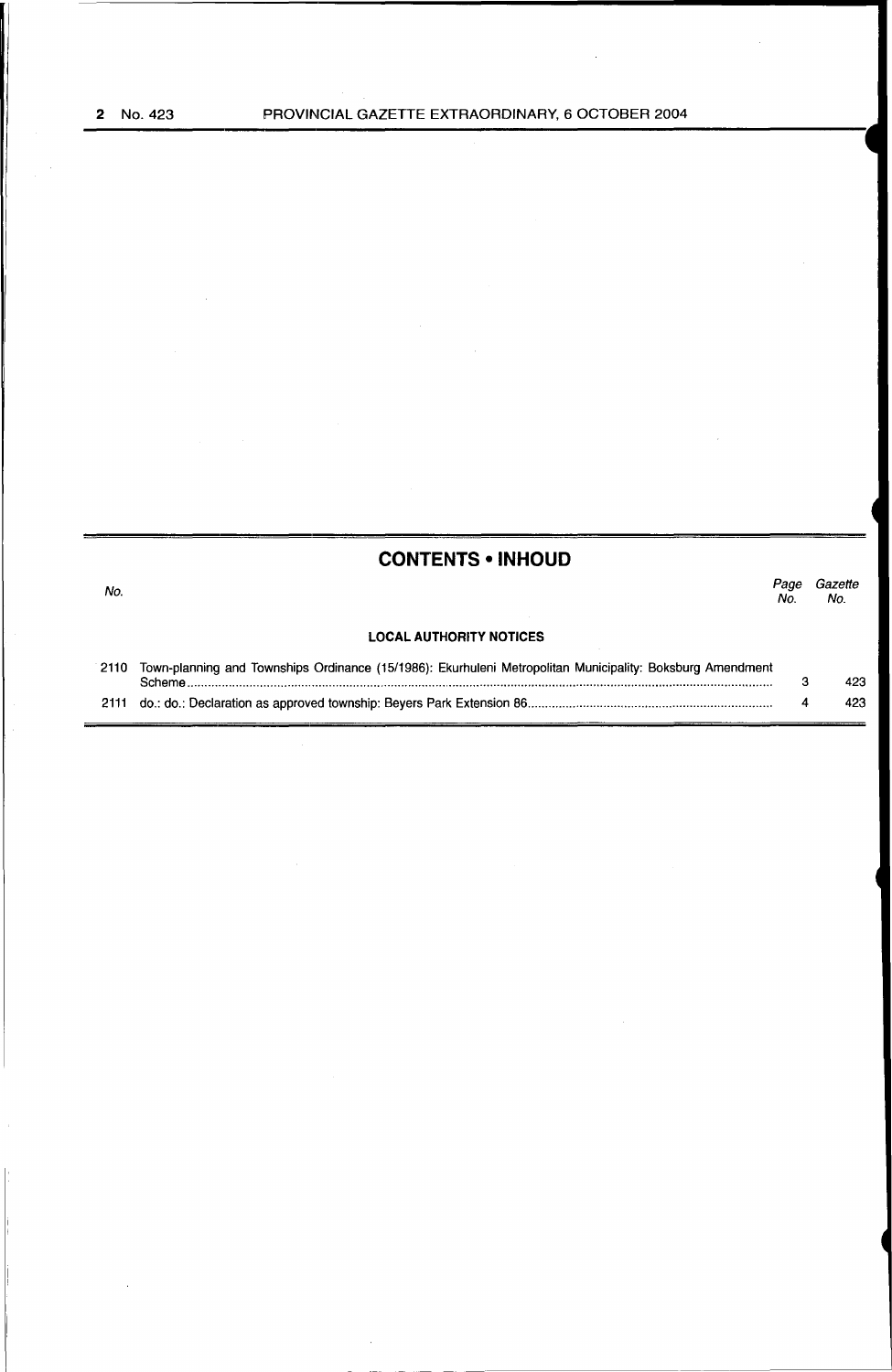## CONTENTS • INHOUD

| No. | | Page No. | Gazette No. |
|---|---|---|---|
| | **LOCAL AUTHORITY NOTICES** | | |
| 2110 | Town-planning and Townships Ordinance (15/1986): Ekurhuleni Metropolitan Municipality: Boksburg Amendment Scheme | 3 | 423 |
| 2111 | do.: do.: Declaration as approved township: Beyers Park Extension 86 | 4 | 423 |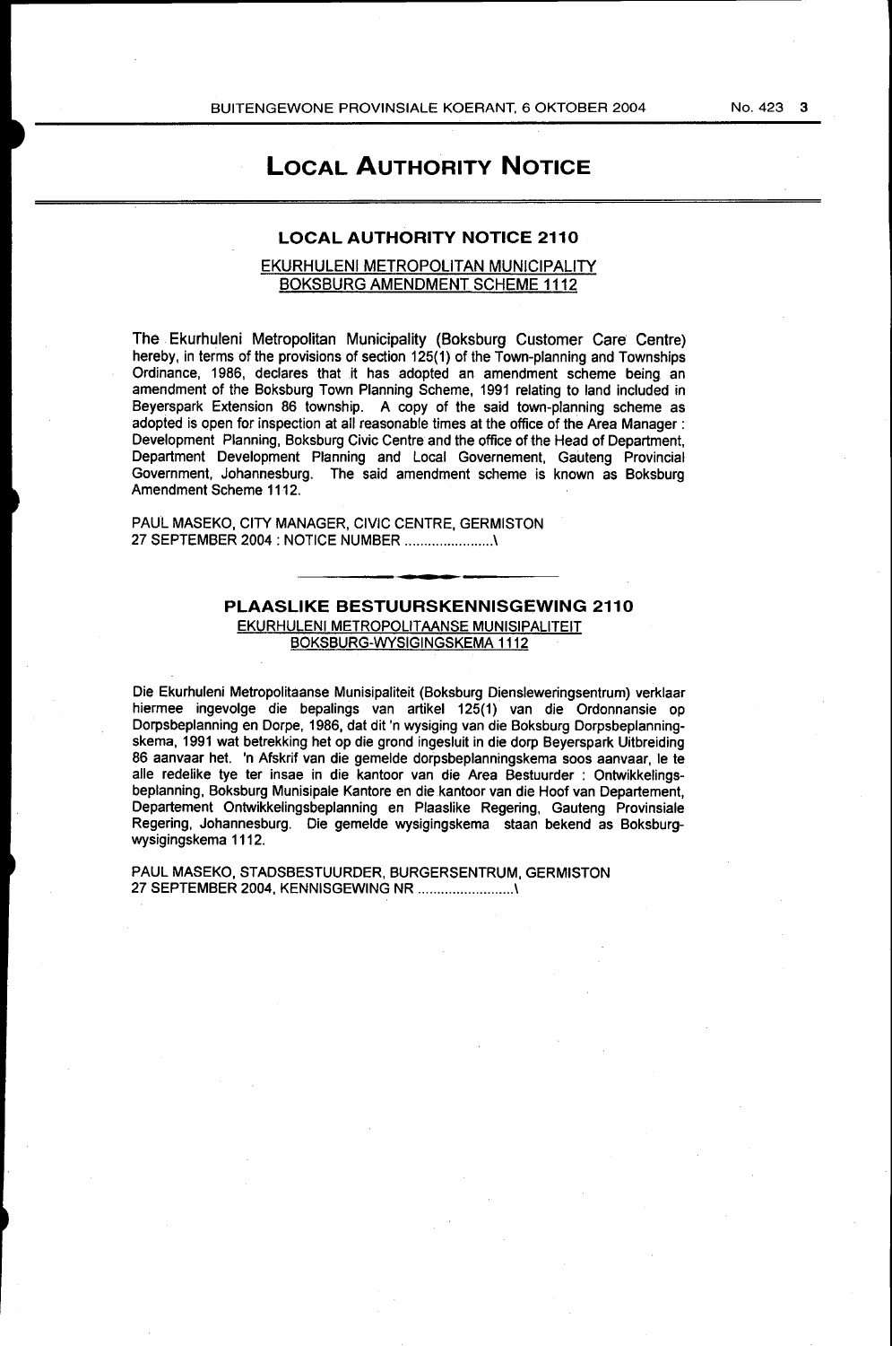# LOCAL AUTHORITY NOTICE

## LOCAL AUTHORITY NOTICE 2110

EKURHULENI METROPOLITAN MUNICIPALITY
BOKSBURG AMENDMENT SCHEME 1112

The Ekurhuleni Metropolitan Municipality (Boksburg Customer Care Centre) hereby, in terms of the provisions of section 125(1) of the Town-planning and Townships Ordinance, 1986, declares that it has adopted an amendment scheme being an amendment of the Boksburg Town Planning Scheme, 1991 relating to land included in Beyerspark Extension 86 township. A copy of the said town-planning scheme as adopted is open for inspection at all reasonable times at the office of the Area Manager : Development Planning, Boksburg Civic Centre and the office of the Head of Department, Department Development Planning and Local Governement, Gauteng Provincial Government, Johannesburg. The said amendment scheme is known as Boksburg Amendment Scheme 1112.

PAUL MASEKO, CITY MANAGER, CIVIC CENTRE, GERMISTON
27 SEPTEMBER 2004 : NOTICE NUMBER .......................\

## PLAASLIKE BESTUURSKENNISGEWING 2110

EKURHULENI METROPOLITAANSE MUNISIPALITEIT
BOKSBURG-WYSIGINGSKEMA 1112

Die Ekurhuleni Metropolitaanse Munisipaliteit (Boksburg Diensleweringsentrum) verklaar hiermee ingevolge die bepalings van artikel 125(1) van die Ordonnansie op Dorpsbeplanning en Dorpe, 1986, dat dit 'n wysiging van die Boksburg Dorpsbeplanningskema, 1991 wat betrekking het op die grond ingesluit in die dorp Beyerspark Uitbreiding 86 aanvaar het. 'n Afskrif van die gemelde dorpsbeplanningskema soos aanvaar, le te alle redelike tye ter insae in die kantoor van die Area Bestuurder : Ontwikkelingsbeplanning, Boksburg Munisipale Kantore en die kantoor van die Hoof van Departement, Departement Ontwikkelingsbeplanning en Plaaslike Regering, Gauteng Provinsiale Regering, Johannesburg. Die gemelde wysigingskema staan bekend as Boksburg-wysigingskema 1112.

PAUL MASEKO, STADSBESTUURDER, BURGERSENTRUM, GERMISTON
27 SEPTEMBER 2004, KENNISGEWING NR .........................\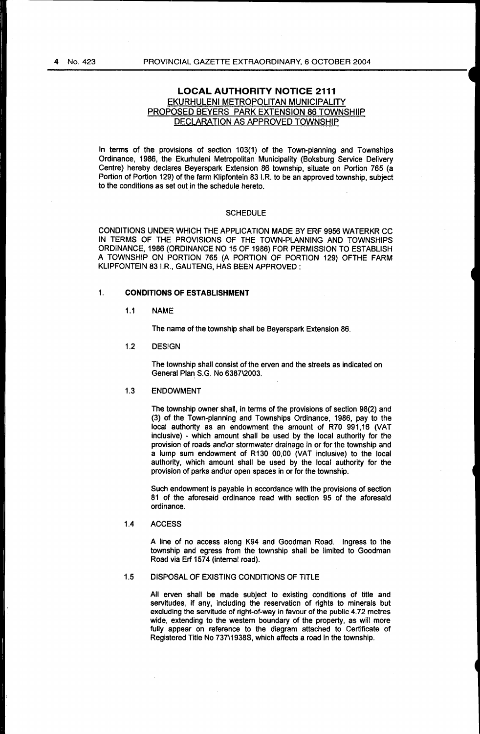## LOCAL AUTHORITY NOTICE 2111

**EKURHULENI METROPOLITAN MUNICIPALITY**
**PROPOSED BEYERS PARK EXTENSION 86 TOWNSHIIP**
**DECLARATION AS APPROVED TOWNSHIP**

In terms of the provisions of section 103(1) of the Town-planning and Townships Ordinance, 1986, the Ekurhuleni Metropolitan Municipality (Boksburg Service Delivery Centre) hereby declares Beyerspark Extension 86 township, situate on Portion 765 (a Portion of Portion 129) of the farm Klipfontein 83 I.R. to be an approved township, subject to the conditions as set out in the schedule hereto.

### SCHEDULE

CONDITIONS UNDER WHICH THE APPLICATION MADE BY ERF 9956 WATERKR CC IN TERMS OF THE PROVISIONS OF THE TOWN-PLANNING AND TOWNSHIPS ORDINANCE, 1986 (ORDINANCE NO 15 OF 1986) FOR PERMISSION TO ESTABLISH A TOWNSHIP ON PORTION 765 (A PORTION OF PORTION 129) OFTHE FARM KLIPFONTEIN 83 I.R., GAUTENG, HAS BEEN APPROVED :

1. **CONDITIONS OF ESTABLISHMENT**

1.1 NAME

The name of the township shall be Beyerspark Extension 86.

1.2 DESIGN

The township shall consist of the erven and the streets as indicated on General Plan S.G. No 6387\2003.

1.3 ENDOWMENT

The township owner shall, in terms of the provisions of section 98(2) and (3) of the Town-planning and Townships Ordinance, 1986, pay to the local authority as an endowment the amount of R70 991,16 (VAT inclusive) - which amount shall be used by the local authority for the provision of roads and\or stormwater drainage in or for the township and a lump sum endowment of R130 00,00 (VAT inclusive) to the local authority, which amount shall be used by the local authority for the provision of parks and\or open spaces in or for the township.

Such endowment is payable in accordance with the provisions of section 81 of the aforesaid ordinance read with section 95 of the aforesaid ordinance.

1.4 ACCESS

A line of no access along K94 and Goodman Road. Ingress to the township and egress from the township shall be limited to Goodman Road via Erf 1574 (internal road).

1.5 DISPOSAL OF EXISTING CONDITIONS OF TITLE

All erven shall be made subject to existing conditions of title and servitudes, if any, including the reservation of rights to minerals but excluding the servitude of right-of-way in favour of the public 4.72 metres wide, extending to the western boundary of the property, as will more fully appear on reference to the diagram attached to Certificate of Registered Title No 737\1938S, which affects a road in the township.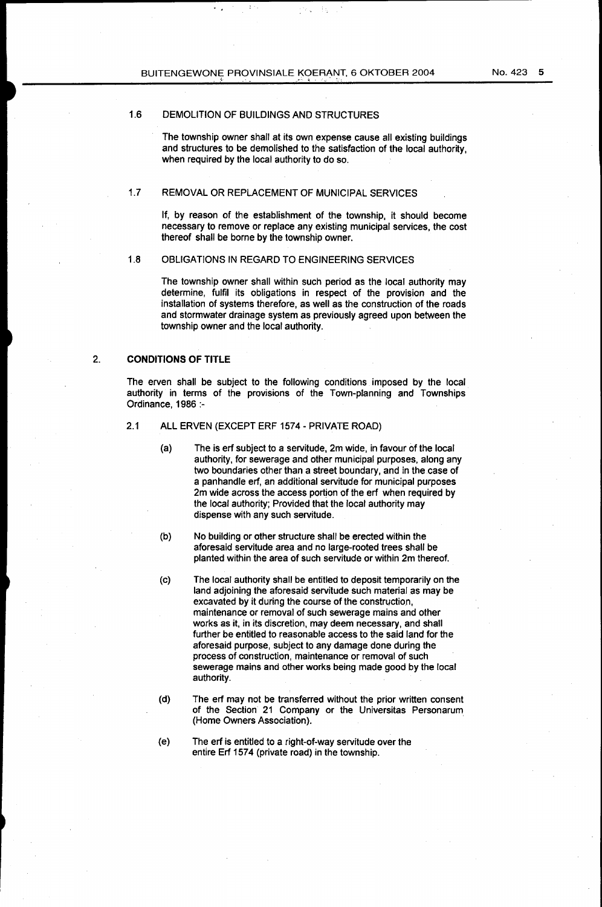1.6 DEMOLITION OF BUILDINGS AND STRUCTURES

The township owner shall at its own expense cause all existing buildings and structures to be demolished to the satisfaction of the local authority, when required by the local authority to do so.

1.7 REMOVAL OR REPLACEMENT OF MUNICIPAL SERVICES

If, by reason of the establishment of the township, it should become necessary to remove or replace any existing municipal services, the cost thereof shall be borne by the township owner.

1.8 OBLIGATIONS IN REGARD TO ENGINEERING SERVICES

The township owner shall within such period as the local authority may determine, fulfil its obligations in respect of the provision and the installation of systems therefore, as well as the construction of the roads and stormwater drainage system as previously agreed upon between the township owner and the local authority.

2. **CONDITIONS OF TITLE**

The erven shall be subject to the following conditions imposed by the local authority in terms of the provisions of the Town-planning and Townships Ordinance, 1986 :-

2.1 ALL ERVEN (EXCEPT ERF 1574 - PRIVATE ROAD)

(a) The is erf subject to a servitude, 2m wide, in favour of the local authority, for sewerage and other municipal purposes, along any two boundaries other than a street boundary, and in the case of a panhandle erf, an additional servitude for municipal purposes 2m wide across the access portion of the erf when required by the local authority; Provided that the local authority may dispense with any such servitude.

(b) No building or other structure shall be erected within the aforesaid servitude area and no large-rooted trees shall be planted within the area of such servitude or within 2m thereof.

(c) The local authority shall be entitled to deposit temporarily on the land adjoining the aforesaid servitude such material as may be excavated by it during the course of the construction, maintenance or removal of such sewerage mains and other works as it, in its discretion, may deem necessary, and shall further be entitled to reasonable access to the said land for the aforesaid purpose, subject to any damage done during the process of construction, maintenance or removal of such sewerage mains and other works being made good by the local authority.

(d) The erf may not be transferred without the prior written consent of the Section 21 Company or the Universitas Personarum (Home Owners Association).

(e) The erf is entitled to a right-of-way servitude over the entire Erf 1574 (private road) in the township.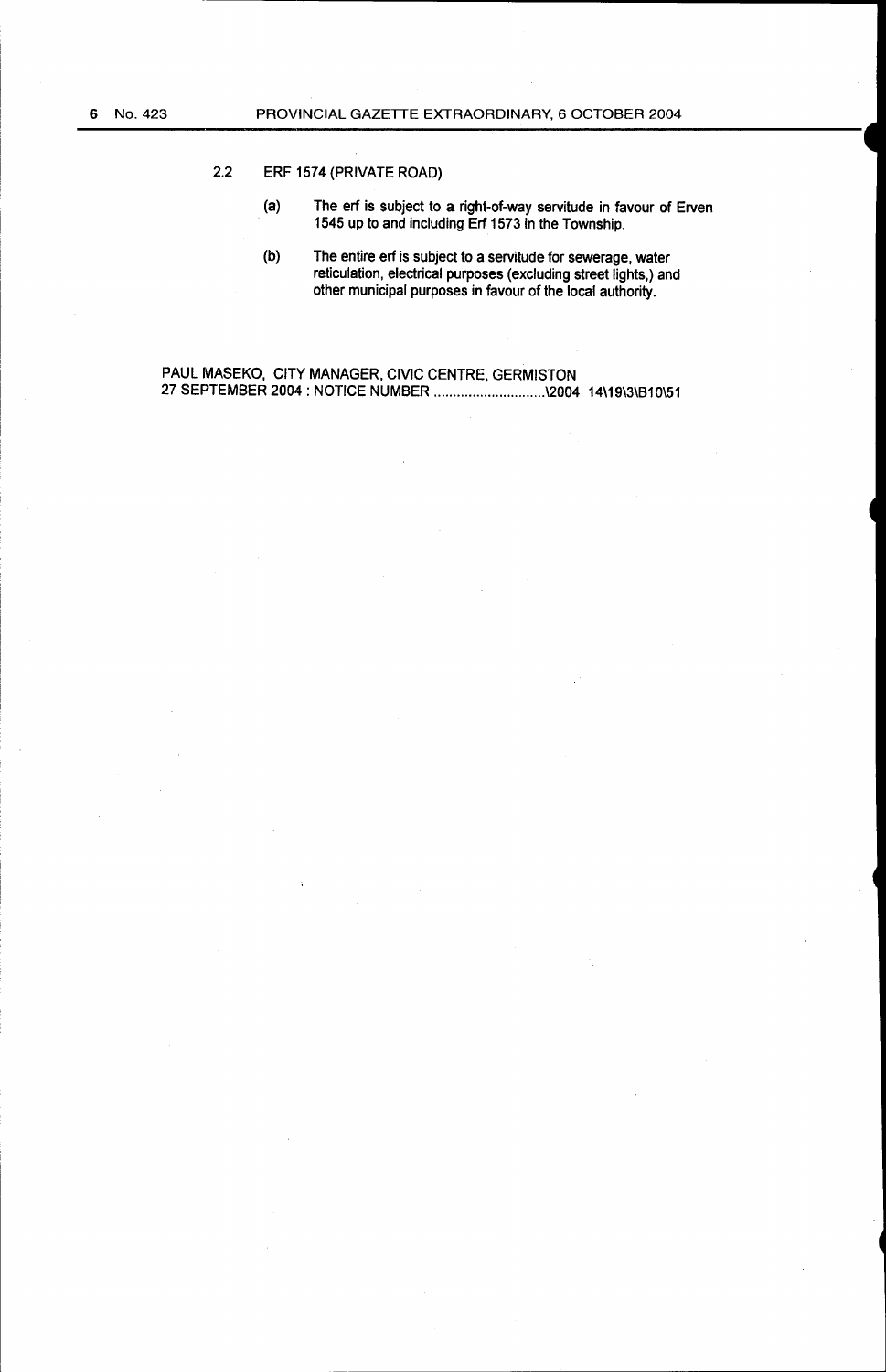2.2 ERF 1574 (PRIVATE ROAD)

(a) The erf is subject to a right-of-way servitude in favour of Erven 1545 up to and including Erf 1573 in the Township.

(b) The entire erf is subject to a servitude for sewerage, water reticulation, electrical purposes (excluding street lights,) and other municipal purposes in favour of the local authority.

PAUL MASEKO, CITY MANAGER, CIVIC CENTRE, GERMISTON
27 SEPTEMBER 2004 : NOTICE NUMBER ............................\2004 14\19\3\B10\51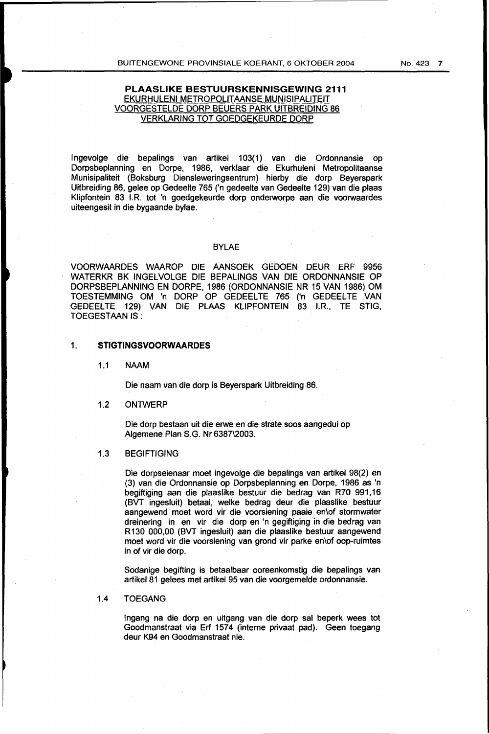**PLAASLIKE BESTUURSKENNISGEWING 2111**
EKURHULENI METROPOLITAANSE MUNISIPALITEIT
VOORGESTELDE DORP BEUERS PARK UITBREIDING 86
VERKLARING TOT GOEDGEKEURDE DORP

Ingevolge die bepalings van artikel 103(1) van die Ordonnansie op Dorpsbeplanning en Dorpe, 1986, verklaar die Ekurhuleni Metropolitaanse Munisipaliteit (Boksburg Diensleweringsentrum) hierby die dorp Beyerspark Uitbreiding 86, gelee op Gedeelte 765 ('n gedeelte van Gedeelte 129) van die plaas Klipfontein 83 I.R. tot 'n goedgekeurde dorp onderworpe aan die voorwaardes uiteengesit in die bygaande bylae.

BYLAE

VOORWAARDES WAAROP DIE AANSOEK GEDOEN DEUR ERF 9956 WATERKR BK INGELVOLGE DIE BEPALINGS VAN DIE ORDONNANSIE OP DORPSBEPLANNING EN DORPE, 1986 (ORDONNANSIE NR 15 VAN 1986) OM TOESTEMMING OM 'n DORP OP GEDEELTE 765 ('n GEDEELTE VAN GEDEELTE 129) VAN DIE PLAAS KLIPFONTEIN 83 I.R., TE STIG, TOEGESTAAN IS :

1. **STIGTINGSVOORWAARDES**

1.1 NAAM

Die naam van die dorp is Beyerspark Uitbreiding 86.

1.2 ONTWERP

Die dorp bestaan uit die erwe en die strate soos aangedui op Algemene Plan S.G. Nr 6387\2003.

1.3 BEGIFTIGING

Die dorpseienaar moet ingevolge die bepalings van artikel 98(2) en (3) van die Ordonnansie op Dorpsbeplanning en Dorpe, 1986 as 'n begiftiging aan die plaaslike bestuur die bedrag van R70 991,16 (BVT ingesluit) betaal, welke bedrag deur die plaaslike bestuur aangewend moet word vir die voorsiening paaie en\of stormwater dreinering in en vir die dorp en 'n gegiftiging in die bedrag van R130 000,00 (BVT ingesluit) aan die plaaslike bestuur aangewend moet word vir die voorsiening van grond vir parke en\of oop-ruimtes in of vir die dorp.

Sodanige begifting is betaalbaar ooreenkomstig die bepalings van artikel 81 gelees met artikel 95 van die voorgemelde ordonnansie.

1.4 TOEGANG

Ingang na die dorp en uitgang van die dorp sal beperk wees tot Goodmanstraat via Erf 1574 (interne privaat pad). Geen toegang deur K94 en Goodmanstraat nie.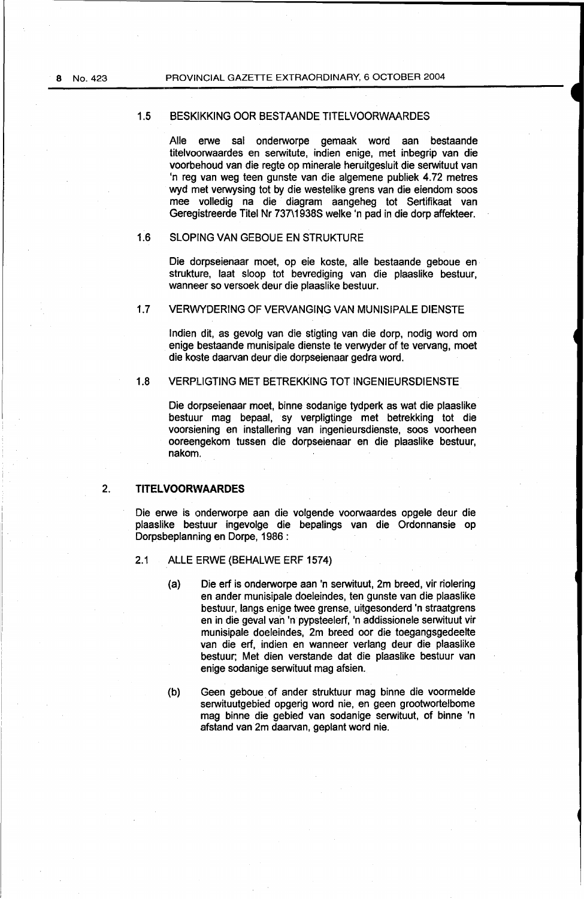### 1.5 BESKIKKING OOR BESTAANDE TITELVOORWAARDES

Alle erwe sal onderworpe gemaak word aan bestaande titelvoorwaardes en serwitute, indien enige, met inbegrip van die voorbehoud van die regte op minerale heruitgesluit die serwituut van 'n reg van weg teen gunste van die algemene publiek 4.72 metres wyd met verwysing tot by die westelike grens van die eiendom soos mee volledig na die diagram aangeheg tot Sertifikaat van Geregistreerde Titel Nr 737\1938S welke 'n pad in die dorp affekteer.

### 1.6 SLOPING VAN GEBOUE EN STRUKTURE

Die dorpseienaar moet, op eie koste, alle bestaande geboue en strukture, laat sloop tot bevrediging van die plaaslike bestuur, wanneer so versoek deur die plaaslike bestuur.

### 1.7 VERWYDERING OF VERVANGING VAN MUNISIPALE DIENSTE

Indien dit, as gevolg van die stigting van die dorp, nodig word om enige bestaande munisipale dienste te verwyder of te vervang, moet die koste daarvan deur die dorpseienaar gedra word.

### 1.8 VERPLIGTING MET BETREKKING TOT INGENIEURSDIENSTE

Die dorpseienaar moet, binne sodanige tydperk as wat die plaaslike bestuur mag bepaal, sy verpligtinge met betrekking tot die voorsiening en installering van ingenieursdienste, soos voorheen ooreengekom tussen die dorpseienaar en die plaaslike bestuur, nakom.

## 2. TITELVOORWAARDES

Die erwe is onderworpe aan die volgende voorwaardes opgelê deur die plaaslike bestuur ingevolge die bepalings van die Ordonnansie op Dorpsbeplanning en Dorpe, 1986 :

### 2.1 ALLE ERWE (BEHALWE ERF 1574)

(a) Die erf is onderworpe aan 'n serwituut, 2m breed, vir riolering en ander munisipale doeleindes, ten gunste van die plaaslike bestuur, langs enige twee grense, uitgesonderd 'n straatgrens en in die geval van 'n pypsteelerf, 'n addissionele serwituut vir munisipale doeleindes, 2m breed oor die toegangsgedeelte van die erf, indien en wanneer verlang deur die plaaslike bestuur; Met dien verstande dat die plaaslike bestuur van enige sodanige serwituut mag afsien.

(b) Geen geboue of ander struktuur mag binne die voormelde serwituutgebied opgerig word nie, en geen grootwortelbome mag binne die gebied van sodanige serwituut, of binne 'n afstand van 2m daarvan, geplant word nie.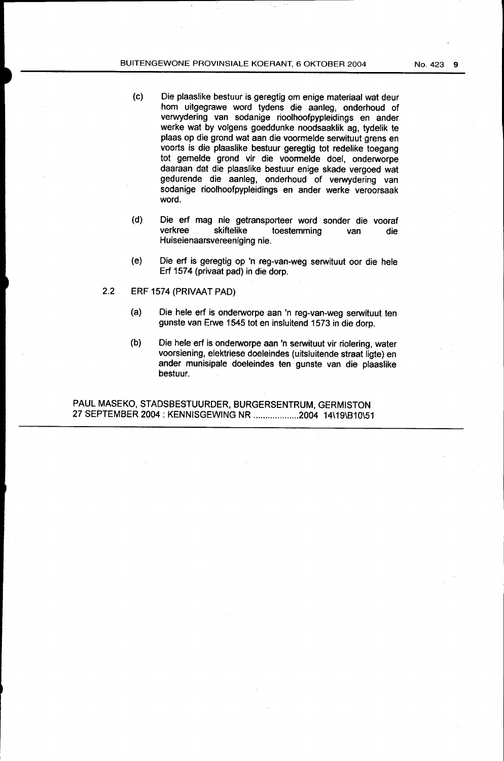(c) Die plaaslike bestuur is geregtig om enige materiaal wat deur hom uitgegrawe word tydens die aanleg, onderhoud of verwydering van sodanige rioolhoofpypleidings en ander werke wat hy volgens goeddunke noodsaaklik ag, tydelik te plaas op die grond wat aan die voormelde serwituut grens en voorts is die plaaslike bestuur geregtig tot redelike toegang tot gemelde grond vir die voormelde doel, onderworpe daaraan dat die plaaslike bestuur enige skade vergoed wat gedurende die aanleg, onderhoud of verwydering van sodanige rioolhoofpypleidings en ander werke veroorsaak word.

(d) Die erf mag nie getransporteer word sonder die vooraf verkree skiftelike toestemming van die Huiseienaarsvereeniging nie.

(e) Die erf is geregtig op 'n reg-van-weg serwituut oor die hele Erf 1574 (privaat pad) in die dorp.

2.2 ERF 1574 (PRIVAAT PAD)

(a) Die hele erf is onderworpe aan 'n reg-van-weg serwituut ten gunste van Erwe 1545 tot en insluitend 1573 in die dorp.

(b) Die hele erf is onderworpe aan 'n serwituut vir riolering, water voorsiening, elektriese doeleindes (uitsluitende straat ligte) en ander munisipale doeleindes ten gunste van die plaaslike bestuur.

PAUL MASEKO, STADSBESTUURDER, BURGERSENTRUM, GERMISTON
27 SEPTEMBER 2004 : KENNISGEWING NR ..................2004 14\19\B10\51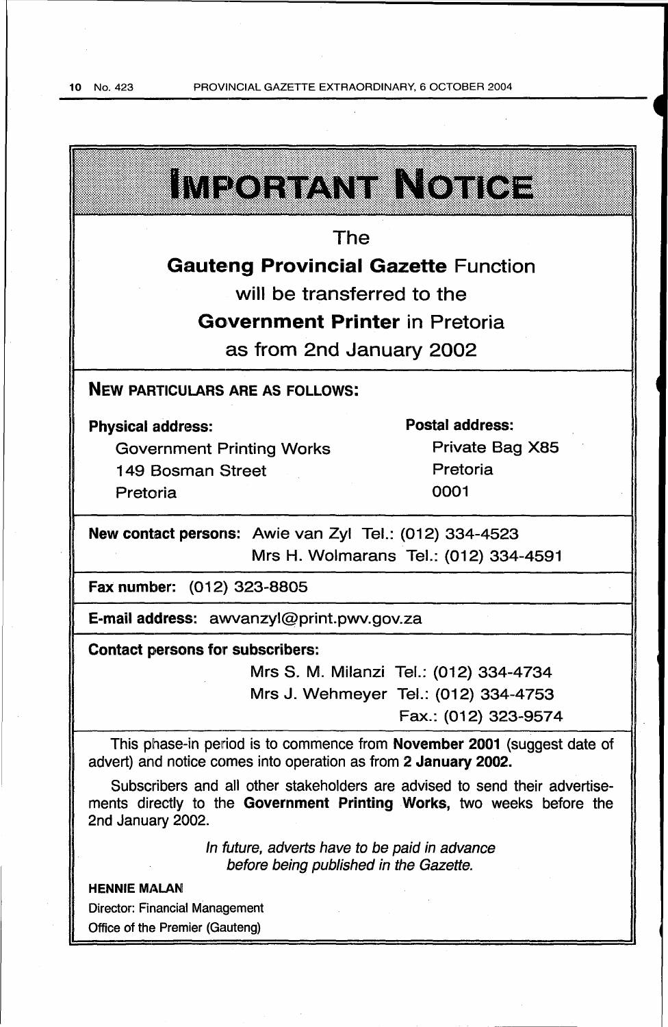# IMPORTANT NOTICE

The

**Gauteng Provincial Gazette** Function

will be transferred to the

**Government Printer** in Pretoria

as from 2nd January 2002

## NEW PARTICULARS ARE AS FOLLOWS:

**Physical address:**

Government Printing Works
149 Bosman Street
Pretoria

**Postal address:**

Private Bag X85
Pretoria
0001

**New contact persons:** Awie van Zyl Tel.: (012) 334-4523
Mrs H. Wolmarans Tel.: (012) 334-4591

**Fax number:** (012) 323-8805

**E-mail address:** awvanzyl@print.pwv.gov.za

**Contact persons for subscribers:**

Mrs S. M. Milanzi Tel.: (012) 334-4734
Mrs J. Wehmeyer Tel.: (012) 334-4753
Fax.: (012) 323-9574

This phase-in period is to commence from **November 2001** (suggest date of advert) and notice comes into operation as from **2 January 2002.**

Subscribers and all other stakeholders are advised to send their advertisements directly to the **Government Printing Works,** two weeks before the 2nd January 2002.

*In future, adverts have to be paid in advance before being published in the Gazette.*

**HENNIE MALAN**
Director: Financial Management
Office of the Premier (Gauteng)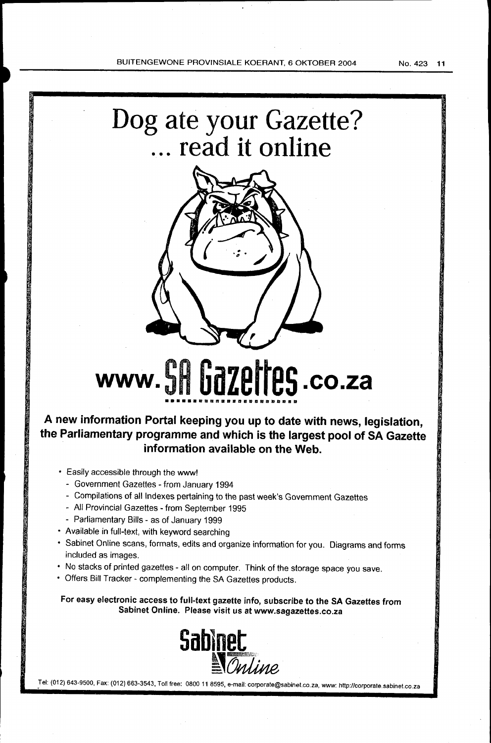# Dog ate your Gazette? ... read it online

# www.SA Gazettes.co.za

**A new information Portal keeping you up to date with news, legislation, the Parliamentary programme and which is the largest pool of SA Gazette information available on the Web.**

- Easily accessible through the www!
  - Government Gazettes - from January 1994
  - Compilations of all Indexes pertaining to the past week's Government Gazettes
  - All Provincial Gazettes - from September 1995
  - Parliamentary Bills - as of January 1999
- Available in full-text, with keyword searching
- Sabinet Online scans, formats, edits and organize information for you. Diagrams and forms included as images.
- No stacks of printed gazettes - all on computer. Think of the storage space you save.
- Offers Bill Tracker - complementing the SA Gazettes products.

**For easy electronic access to full-text gazette info, subscribe to the SA Gazettes from Sabinet Online. Please visit us at www.sagazettes.co.za**

Sabinet Online

Tel: (012) 643-9500, Fax: (012) 663-3543, Toll free: 0800 11 8595, e-mail: corporate@sabinet.co.za, www: http://corporate.sabinet.co.za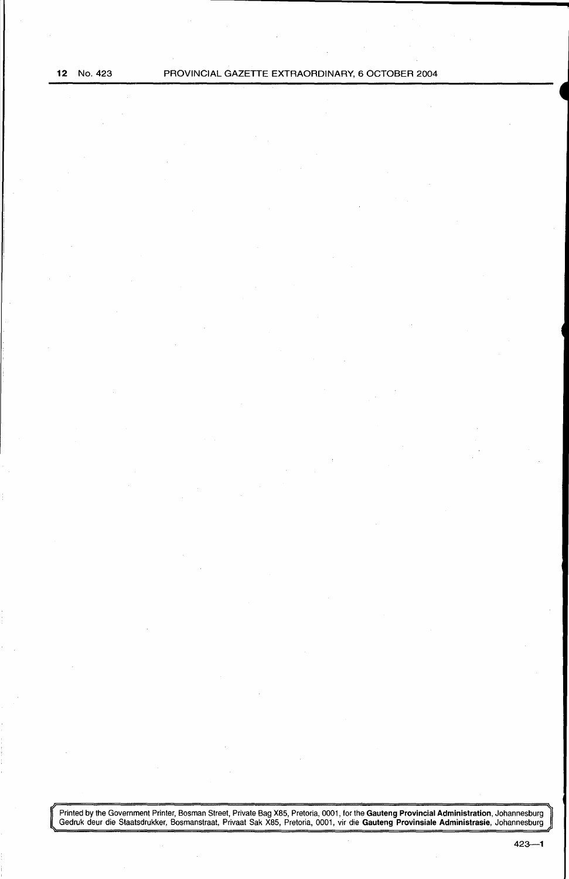Printed by the Government Printer, Bosman Street, Private Bag X85, Pretoria, 0001, for the **Gauteng Provincial Administration**, Johannesburg
Gedruk deur die Staatsdrukker, Bosmanstraat, Privaat Sak X85, Pretoria, 0001, vir die **Gauteng Provinsiale Administrasie**, Johannesburg

423—1